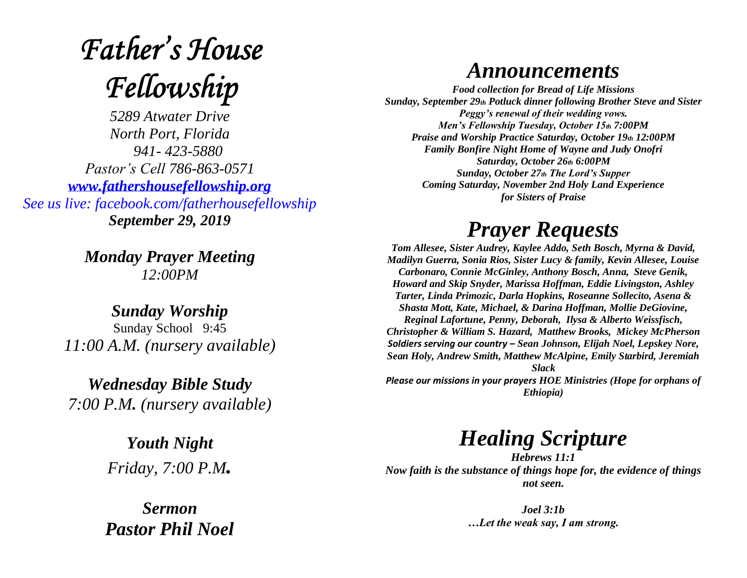# *Father's House Fellowship*

*5289 Atwater Drive*
*North Port, Florida*
*941- 423-5880*
*Pastor's Cell 786-863-0571*
*[www.fathershousefellowship.org](http://www.fathershousefellowship.org)*
*See us live: facebook.com/fatherhousefellowship*
***September 29, 2019***

***Monday Prayer Meeting***
*12:00PM*

***Sunday Worship***
Sunday School 9:45
*11:00 A.M. (nursery available)*

***Wednesday Bible Study***
*7:00 P.M. (nursery available)*

***Youth Night***
*Friday, 7:00 P.M.*

***Sermon***
***Pastor Phil Noel***

## *Announcements*

***Food collection for Bread of Life Missions***
***Sunday, September 29th Potluck dinner following Brother Steve and Sister Peggy's renewal of their wedding vows.***
***Men's Fellowship Tuesday, October 15th 7:00PM***
***Praise and Worship Practice Saturday, October 19th 12:00PM***
***Family Bonfire Night Home of Wayne and Judy Onofri***
***Saturday, October 26th 6:00PM***
***Sunday, October 27th The Lord's Supper***
***Coming Saturday, November 2nd Holy Land Experience for Sisters of Praise***

## *Prayer Requests*

***Tom Allesee, Sister Audrey, Kaylee Addo, Seth Bosch, Myrna & David, Madilyn Guerra, Sonia Rios, Sister Lucy & family, Kevin Allesee, Louise Carbonaro, Connie McGinley, Anthony Bosch, Anna, Steve Genik, Howard and Skip Snyder, Marissa Hoffman, Eddie Livingston, Ashley Tarter, Linda Primozic, Darla Hopkins, Roseanne Sollecito, Asena & Shasta Mott, Kate, Michael, & Darina Hoffman, Mollie DeGiovine, Reginal Lafortune, Penny, Deborah, Ilysa & Alberto Weissfisch, Christopher & William S. Hazard, Matthew Brooks, Mickey McPherson***
***Soldiers serving our country – Sean Johnson, Elijah Noel, Lepskey Nore, Sean Holy, Andrew Smith, Matthew McAlpine, Emily Starbird, Jeremiah Slack***
***Please our missions in your prayers HOE Ministries (Hope for orphans of Ethiopia)***

## *Healing Scripture*

***Hebrews 11:1***
***Now faith is the substance of things hope for, the evidence of things not seen.***

***Joel 3:1b***
***…Let the weak say, I am strong.***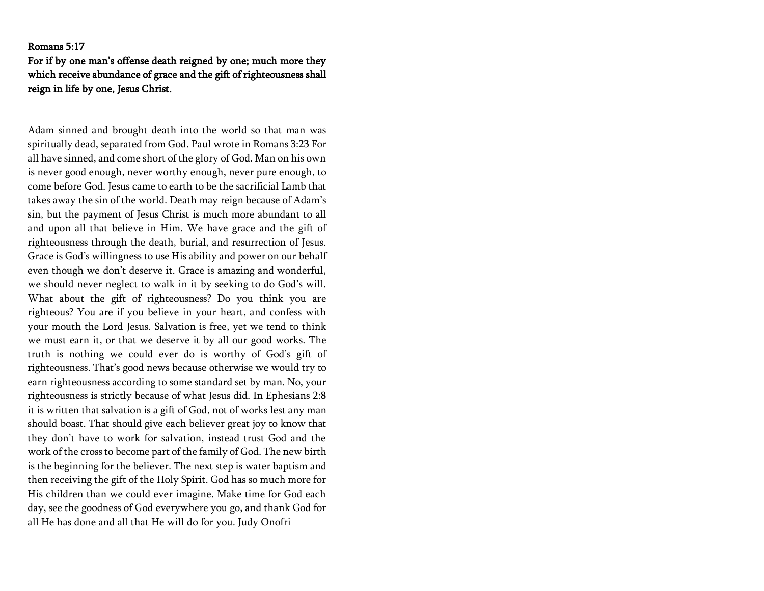**Romans 5:17**
**For if by one man's offense death reigned by one; much more they which receive abundance of grace and the gift of righteousness shall reign in life by one, Jesus Christ.**

Adam sinned and brought death into the world so that man was spiritually dead, separated from God. Paul wrote in Romans 3:23 For all have sinned, and come short of the glory of God. Man on his own is never good enough, never worthy enough, never pure enough, to come before God. Jesus came to earth to be the sacrificial Lamb that takes away the sin of the world. Death may reign because of Adam's sin, but the payment of Jesus Christ is much more abundant to all and upon all that believe in Him. We have grace and the gift of righteousness through the death, burial, and resurrection of Jesus. Grace is God's willingness to use His ability and power on our behalf even though we don't deserve it. Grace is amazing and wonderful, we should never neglect to walk in it by seeking to do God's will. What about the gift of righteousness? Do you think you are righteous? You are if you believe in your heart, and confess with your mouth the Lord Jesus. Salvation is free, yet we tend to think we must earn it, or that we deserve it by all our good works. The truth is nothing we could ever do is worthy of God's gift of righteousness. That's good news because otherwise we would try to earn righteousness according to some standard set by man. No, your righteousness is strictly because of what Jesus did. In Ephesians 2:8 it is written that salvation is a gift of God, not of works lest any man should boast. That should give each believer great joy to know that they don't have to work for salvation, instead trust God and the work of the cross to become part of the family of God. The new birth is the beginning for the believer. The next step is water baptism and then receiving the gift of the Holy Spirit. God has so much more for His children than we could ever imagine. Make time for God each day, see the goodness of God everywhere you go, and thank God for all He has done and all that He will do for you. Judy Onofri